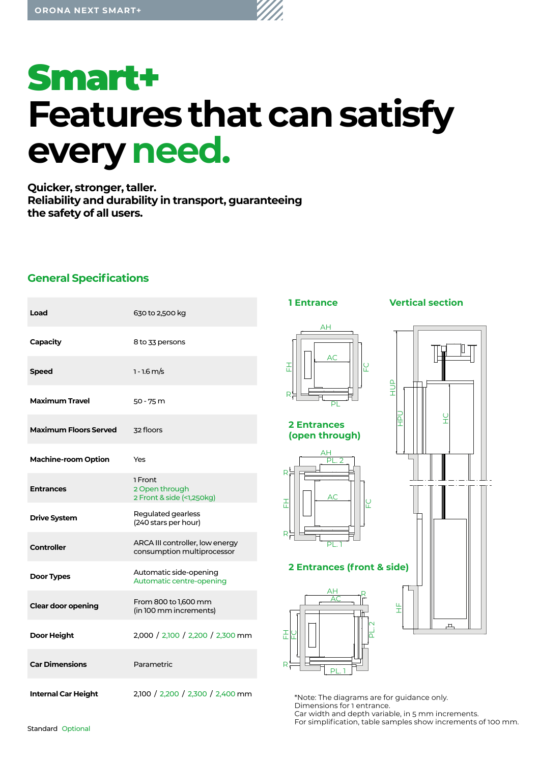# Smart+
# Features that can satisfy every need.

**Quicker, stronger, taller.**
**Reliability and durability in transport, guaranteeing the safety of all users.**

## General Specifications

| | |
|---|---|
| **Load** | 630 to 2,500 kg |
| **Capacity** | 8 to 33 persons |
| **Speed** | 1 - 1.6 m/s |
| **Maximum Travel** | 50 - 75 m |
| **Maximum Floors Served** | 32 floors |
| **Machine-room Option** | Yes |
| **Entrances** | 1 Front<br>2 Open through<br>2 Front & side (<1,250kg) |
| **Drive System** | Regulated gearless<br>(240 stars per hour) |
| **Controller** | ARCA III controller, low energy consumption multiprocessor |
| **Door Types** | Automatic side-opening<br>Automatic centre-opening |
| **Clear door opening** | From 800 to 1,600 mm<br>(in 100 mm increments) |
| **Door Height** | 2,000 / 2,100 / 2,200 / 2,300 mm |
| **Car Dimensions** | Parametric |
| **Internal Car Height** | 2,100 / 2,200 / 2,300 / 2,400 mm |

Standard Optional

### 1 Entrance

AH, AC, FH, FC, R, PL

### Vertical section

HUP, HPU, HC, HF

### 2 Entrances (open through)

AH, PL. 2, R, AC, FH, FC, PL. 1

### 2 Entrances (front & side)

AH, AC, R, FH, FC, PL. 2, PL. 1

*Note: The diagrams are for guidance only.
Dimensions for 1 entrance.
Car width and depth variable, in 5 mm increments.
For simplification, table samples show increments of 100 mm.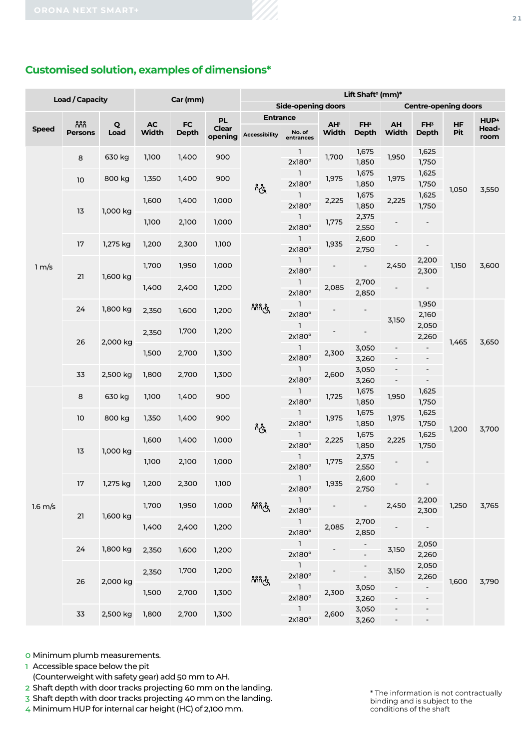## Customised solution, examples of dimensions*

| Load / Capacity | | | Car (mm) | | | Lift Shaft° (mm)* | | | | | | | |
|---|---|---|---|---|---|---|---|---|---|---|---|---|---|
| | | | | | | Side-opening doors | | | | Centre-opening doors | | | |
| | | | | | | Entrance | | | | | | | |
| Speed | Persons | Q Load | AC Width | FC Depth | PL Clear opening | Accessibility | No. of entrances | AH[1] Width | FH[2] Depth | AH Width | FH[3] Depth | HF Pit | HUP[4] Head-room |
| 1 m/s | 8 | 630 kg | 1,100 | 1,400 | 900 | | 1 | 1,700 | 1,675 | 1,950 | 1,625 | 1,050 | 3,550 |
| | | | | | | | 2x180° | | 1,850 | | 1,750 | | |
| | 10 | 800 kg | 1,350 | 1,400 | 900 | | 1 | 1,975 | 1,675 | 1,975 | 1,625 | | |
| | | | | | | | 2x180° | | 1,850 | | 1,750 | | |
| | 13 | 1,000 kg | 1,600 | 1,400 | 1,000 | | 1 | 2,225 | 1,675 | 2,225 | 1,625 | | |
| | | | | | | | 2x180° | | 1,850 | | 1,750 | | |
| | | | 1,100 | 2,100 | 1,000 | | 1 | 1,775 | 2,375 | - | - | | |
| | | | | | | | 2x180° | | 2,550 | | | | |
| | 17 | 1,275 kg | 1,200 | 2,300 | 1,100 | | 1 | 1,935 | 2,600 | - | - | 1,150 | 3,600 |
| | | | | | | | 2x180° | | 2,750 | | | | |
| | 21 | 1,600 kg | 1,700 | 1,950 | 1,000 | | 1 | - | - | 2,450 | 2,200 | | |
| | | | | | | | 2x180° | | | | 2,300 | | |
| | | | 1,400 | 2,400 | 1,200 | | 1 | 2,085 | 2,700 | - | - | | |
| | | | | | | | 2x180° | | 2,850 | | | | |
| | 24 | 1,800 kg | 2,350 | 1,600 | 1,200 | | 1 | - | - | 3,150 | 1,950 | 1,465 | 3,650 |
| | | | | | | | 2x180° | | | | 2,160 | | |
| | 26 | 2,000 kg | 2,350 | 1,700 | 1,200 | | 1 | - | - | | 2,050 | | |
| | | | | | | | 2x180° | | | | 2,260 | | |
| | | | 1,500 | 2,700 | 1,300 | | 1 | 2,300 | 3,050 | - | - | | |
| | | | | | | | 2x180° | | 3,260 | - | - | | |
| | 33 | 2,500 kg | 1,800 | 2,700 | 1,300 | | 1 | 2,600 | 3,050 | - | - | | |
| | | | | | | | 2x180° | | 3,260 | - | - | | |
| 1.6 m/s | 8 | 630 kg | 1,100 | 1,400 | 900 | | 1 | 1,725 | 1,675 | 1,950 | 1,625 | 1,200 | 3,700 |
| | | | | | | | 2x180° | | 1,850 | | 1,750 | | |
| | 10 | 800 kg | 1,350 | 1,400 | 900 | | 1 | 1,975 | 1,675 | 1,975 | 1,625 | | |
| | | | | | | | 2x180° | | 1,850 | | 1,750 | | |
| | 13 | 1,000 kg | 1,600 | 1,400 | 1,000 | | 1 | 2,225 | 1,675 | 2,225 | 1,625 | | |
| | | | | | | | 2x180° | | 1,850 | | 1,750 | | |
| | | | 1,100 | 2,100 | 1,000 | | 1 | 1,775 | 2,375 | - | - | | |
| | | | | | | | 2x180° | | 2,550 | | | | |
| | 17 | 1,275 kg | 1,200 | 2,300 | 1,100 | | 1 | 1,935 | 2,600 | - | - | 1,250 | 3,765 |
| | | | | | | | 2x180° | | 2,750 | | | | |
| | 21 | 1,600 kg | 1,700 | 1,950 | 1,000 | | 1 | - | - | 2,450 | 2,200 | | |
| | | | | | | | 2x180° | | | | 2,300 | | |
| | | | 1,400 | 2,400 | 1,200 | | 1 | 2,085 | 2,700 | - | - | | |
| | | | | | | | 2x180° | | 2,850 | | | | |
| | 24 | 1,800 kg | 2,350 | 1,600 | 1,200 | | 1 | - | - | 3,150 | 2,050 | 1,600 | 3,790 |
| | | | | | | | 2x180° | | - | | 2,260 | | |
| | 26 | 2,000 kg | 2,350 | 1,700 | 1,200 | | 1 | - | - | 3,150 | 2,050 | | |
| | | | | | | | 2x180° | | - | | 2,260 | | |
| | | | 1,500 | 2,700 | 1,300 | | 1 | 2,300 | 3,050 | - | - | | |
| | | | | | | | 2x180° | | 3,260 | - | - | | |
| | 33 | 2,500 kg | 1,800 | 2,700 | 1,300 | | 1 | 2,600 | 3,050 | - | - | | |
| | | | | | | | 2x180° | | 3,260 | - | - | | |

0 Minimum plumb measurements.
1 Accessible space below the pit (Counterweight with safety gear) add 50 mm to AH.
2 Shaft depth with door tracks projecting 60 mm on the landing.
3 Shaft depth with door tracks projecting 40 mm on the landing.
4 Minimum HUP for internal car height (HC) of 2,100 mm.

\* The information is not contractually binding and is subject to the conditions of the shaft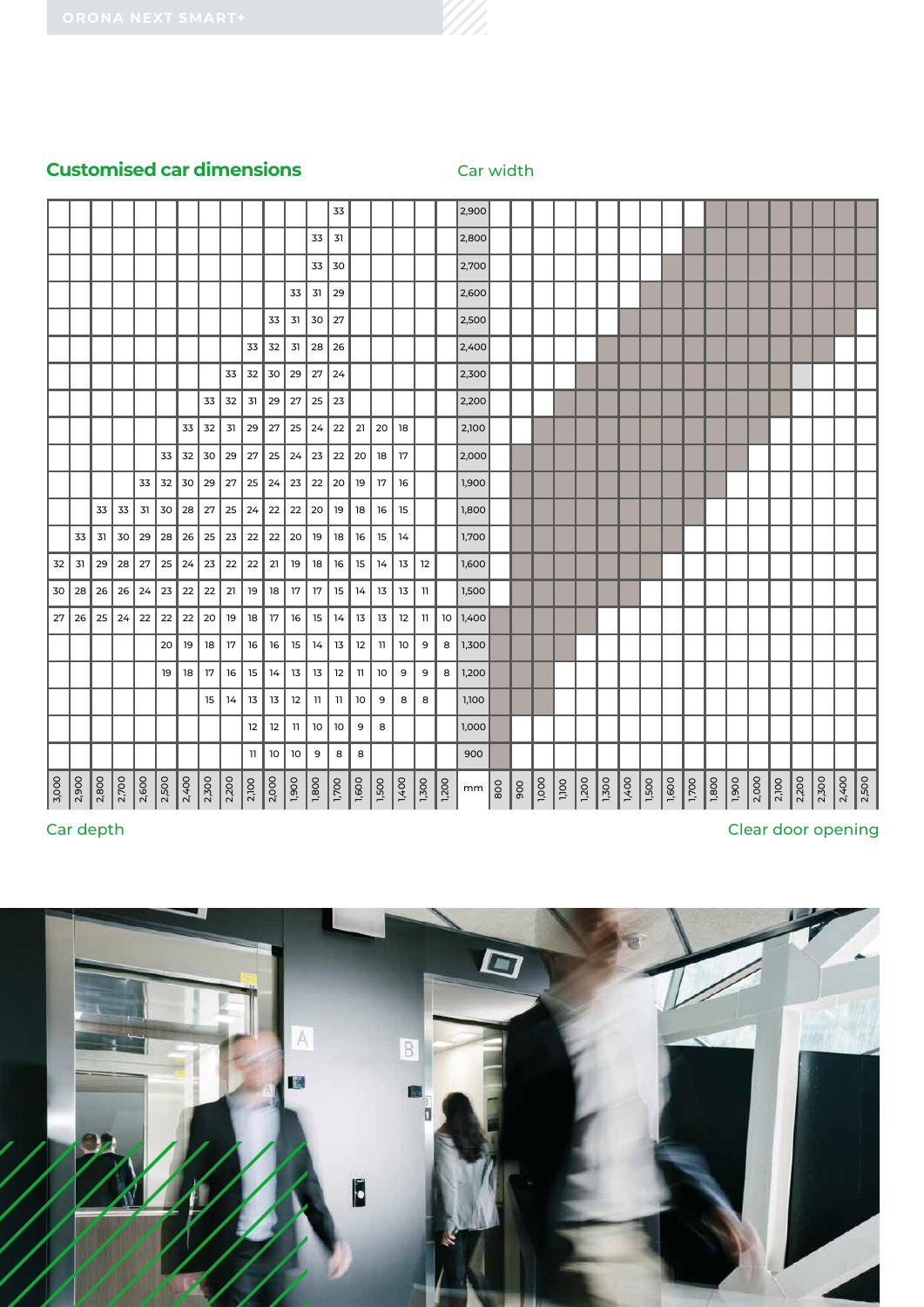## Customised car dimensions

Car width

| Car width (mm) \ Car depth | 3,000 | 2,900 | 2,800 | 2,700 | 2,600 | 2,500 | 2,400 | 2,300 | 2,200 | 2,100 | 2,000 | 1,900 | 1,800 | 1,700 | 1,600 | 1,500 | 1,400 | 1,300 | 1,200 |
|---|---|---|---|---|---|---|---|---|---|---|---|---|---|---|---|---|---|---|---|
| 2,900 | | | | | | | | | | | | | | 33 | | | | | |
| 2,800 | | | | | | | | | | | | | 33 | 31 | | | | | |
| 2,700 | | | | | | | | | | | | | 33 | 30 | | | | | |
| 2,600 | | | | | | | | | | | | 33 | 31 | 29 | | | | | |
| 2,500 | | | | | | | | | | | 33 | 31 | 30 | 27 | | | | | |
| 2,400 | | | | | | | | | | 33 | 32 | 31 | 28 | 26 | | | | | |
| 2,300 | | | | | | | | | 33 | 32 | 30 | 29 | 27 | 24 | | | | | |
| 2,200 | | | | | | | | 33 | 32 | 31 | 29 | 27 | 25 | 23 | | | | | |
| 2,100 | | | | | | | 33 | 32 | 31 | 29 | 27 | 25 | 24 | 22 | 21 | 20 | 18 | | |
| 2,000 | | | | | | 33 | 32 | 30 | 29 | 27 | 25 | 24 | 23 | 22 | 20 | 18 | 17 | | |
| 1,900 | | | | | 33 | 32 | 30 | 29 | 27 | 25 | 24 | 23 | 22 | 20 | 19 | 17 | 16 | | |
| 1,800 | | | 33 | 33 | 31 | 30 | 28 | 27 | 25 | 24 | 22 | 22 | 20 | 19 | 18 | 16 | 15 | | |
| 1,700 | | 33 | 31 | 30 | 29 | 28 | 26 | 25 | 23 | 22 | 22 | 20 | 19 | 18 | 16 | 15 | 14 | | |
| 1,600 | 32 | 31 | 29 | 28 | 27 | 25 | 24 | 23 | 22 | 22 | 21 | 19 | 18 | 16 | 15 | 14 | 13 | 12 | |
| 1,500 | 30 | 28 | 26 | 26 | 24 | 23 | 22 | 22 | 21 | 19 | 18 | 17 | 17 | 15 | 14 | 13 | 13 | 11 | |
| 1,400 | 27 | 26 | 25 | 24 | 22 | 22 | 22 | 20 | 19 | 18 | 17 | 16 | 15 | 14 | 13 | 13 | 12 | 11 | 10 |
| 1,300 | | | | | | 20 | 19 | 18 | 17 | 16 | 16 | 15 | 14 | 13 | 12 | 11 | 10 | 9 | 8 |
| 1,200 | | | | | | 19 | 18 | 17 | 16 | 15 | 14 | 13 | 13 | 12 | 11 | 10 | 9 | 9 | 8 |
| 1,100 | | | | | | | | 15 | 14 | 13 | 13 | 12 | 11 | 11 | 10 | 9 | 8 | 8 | |
| 1,000 | | | | | | | | | | 12 | 12 | 11 | 10 | 10 | 9 | 8 | | | |
| 900 | | | | | | | | | | 11 | 10 | 10 | 9 | 8 | 8 | | | | |

Car depth

Clear door opening (mm): 800, 900, 1,000, 1,100, 1,200, 1,300, 1,400, 1,500, 1,600, 1,700, 1,800, 1,900, 2,000, 2,100, 2,200, 2,300, 2,400, 2,500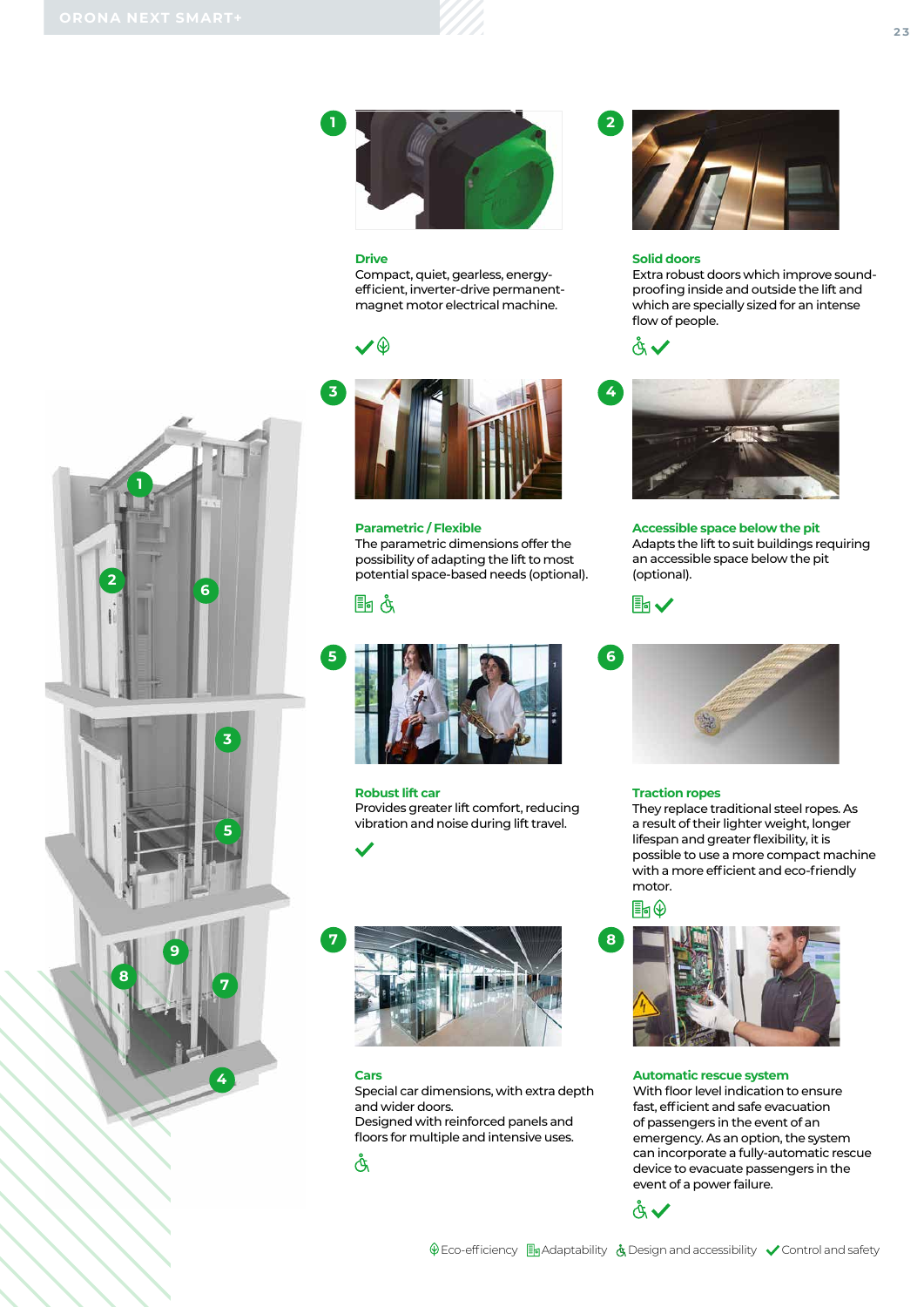### 1 Drive

Compact, quiet, gearless, energy-efficient, inverter-drive permanent-magnet motor electrical machine.

### 2 Solid doors

Extra robust doors which improve sound-proofing inside and outside the lift and which are specially sized for an intense flow of people.

### 3 Parametric / Flexible

The parametric dimensions offer the possibility of adapting the lift to most potential space-based needs (optional).

### 4 Accessible space below the pit

Adapts the lift to suit buildings requiring an accessible space below the pit (optional).

### 5 Robust lift car

Provides greater lift comfort, reducing vibration and noise during lift travel.

### 6 Traction ropes

They replace traditional steel ropes. As a result of their lighter weight, longer lifespan and greater flexibility, it is possible to use a more compact machine with a more efficient and eco-friendly motor.

### 7 Cars

Special car dimensions, with extra depth and wider doors.
Designed with reinforced panels and floors for multiple and intensive uses.

### 8 Automatic rescue system

With floor level indication to ensure fast, efficient and safe evacuation of passengers in the event of an emergency. As an option, the system can incorporate a fully-automatic rescue device to evacuate passengers in the event of a power failure.

Eco-efficiency | Adaptability | Design and accessibility | Control and safety